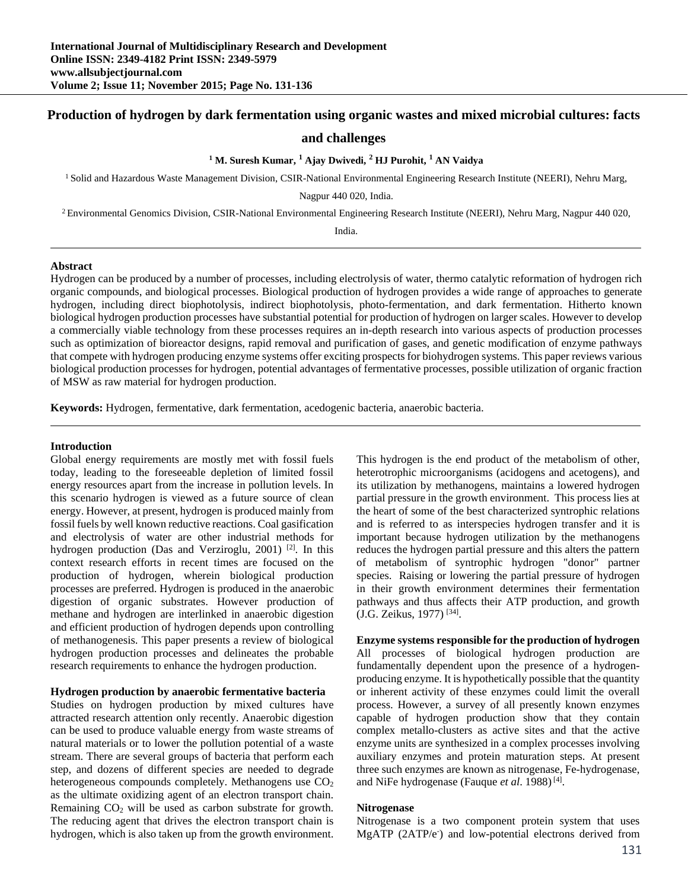# Production of hydrogen by dark fermentation using organic wastes and mixed microbial cultures: facts and challenges

**[1] M. Suresh Kumar, [1] Ajay Dwivedi, [2] HJ Purohit, [1] AN Vaidya**

[1] Solid and Hazardous Waste Management Division, CSIR-National Environmental Engineering Research Institute (NEERI), Nehru Marg, Nagpur 440 020, India.

[2] Environmental Genomics Division, CSIR-National Environmental Engineering Research Institute (NEERI), Nehru Marg, Nagpur 440 020, India.

---

**Abstract**

Hydrogen can be produced by a number of processes, including electrolysis of water, thermo catalytic reformation of hydrogen rich organic compounds, and biological processes. Biological production of hydrogen provides a wide range of approaches to generate hydrogen, including direct biophotolysis, indirect biophotolysis, photo-fermentation, and dark fermentation. Hitherto known biological hydrogen production processes have substantial potential for production of hydrogen on larger scales. However to develop a commercially viable technology from these processes requires an in-depth research into various aspects of production processes such as optimization of bioreactor designs, rapid removal and purification of gases, and genetic modification of enzyme pathways that compete with hydrogen producing enzyme systems offer exciting prospects for biohydrogen systems. This paper reviews various biological production processes for hydrogen, potential advantages of fermentative processes, possible utilization of organic fraction of MSW as raw material for hydrogen production.

**Keywords:** Hydrogen, fermentative, dark fermentation, acedogenic bacteria, anaerobic bacteria.

---

## Introduction

Global energy requirements are mostly met with fossil fuels today, leading to the foreseeable depletion of limited fossil energy resources apart from the increase in pollution levels. In this scenario hydrogen is viewed as a future source of clean energy. However, at present, hydrogen is produced mainly from fossil fuels by well known reductive reactions. Coal gasification and electrolysis of water are other industrial methods for hydrogen production (Das and Verziroglu, 2001) [2]. In this context research efforts in recent times are focused on the production of hydrogen, wherein biological production processes are preferred. Hydrogen is produced in the anaerobic digestion of organic substrates. However production of methane and hydrogen are interlinked in anaerobic digestion and efficient production of hydrogen depends upon controlling of methanogenesis. This paper presents a review of biological hydrogen production processes and delineates the probable research requirements to enhance the hydrogen production.

## Hydrogen production by anaerobic fermentative bacteria

Studies on hydrogen production by mixed cultures have attracted research attention only recently. Anaerobic digestion can be used to produce valuable energy from waste streams of natural materials or to lower the pollution potential of a waste stream. There are several groups of bacteria that perform each step, and dozens of different species are needed to degrade heterogeneous compounds completely. Methanogens use $CO_2$ as the ultimate oxidizing agent of an electron transport chain. Remaining $CO_2$ will be used as carbon substrate for growth. The reducing agent that drives the electron transport chain is hydrogen, which is also taken up from the growth environment. This hydrogen is the end product of the metabolism of other, heterotrophic microorganisms (acidogens and acetogens), and its utilization by methanogens, maintains a lowered hydrogen partial pressure in the growth environment. This process lies at the heart of some of the best characterized syntrophic relations and is referred to as interspecies hydrogen transfer and it is important because hydrogen utilization by the methanogens reduces the hydrogen partial pressure and this alters the pattern of metabolism of syntrophic hydrogen "donor" partner species. Raising or lowering the partial pressure of hydrogen in their growth environment determines their fermentation pathways and thus affects their ATP production, and growth (J.G. Zeikus, 1977) [34].

## Enzyme systems responsible for the production of hydrogen

All processes of biological hydrogen production are fundamentally dependent upon the presence of a hydrogen-producing enzyme. It is hypothetically possible that the quantity or inherent activity of these enzymes could limit the overall process. However, a survey of all presently known enzymes capable of hydrogen production show that they contain complex metallo-clusters as active sites and that the active enzyme units are synthesized in a complex processes involving auxiliary enzymes and protein maturation steps. At present three such enzymes are known as nitrogenase, Fe-hydrogenase, and NiFe hydrogenase (Fauque *et al*. 1988) [4].

### Nitrogenase

Nitrogenase is a two component protein system that uses MgATP (2ATP/$e^-$) and low-potential electrons derived from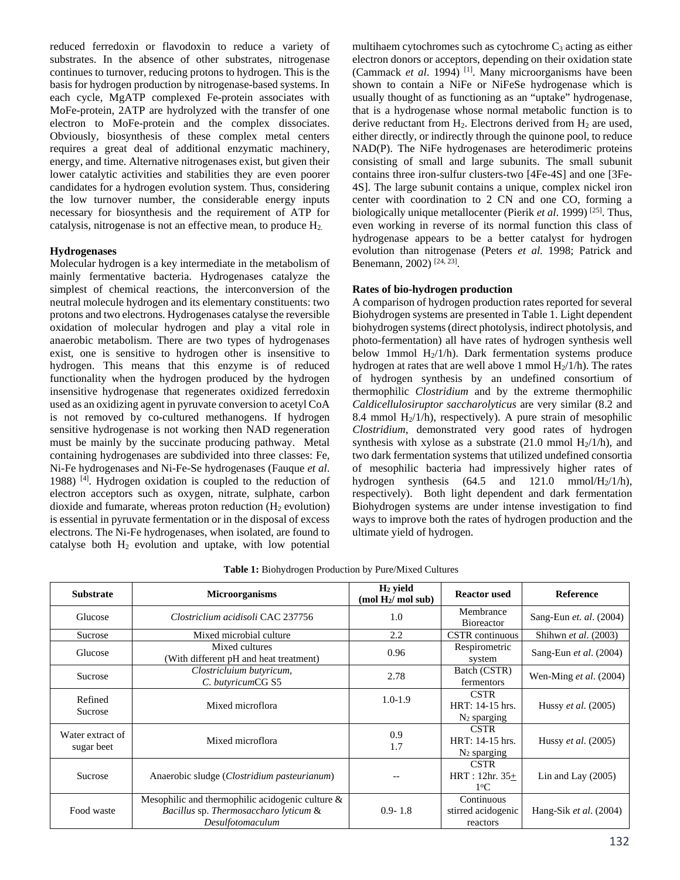reduced ferredoxin or flavodoxin to reduce a variety of substrates. In the absence of other substrates, nitrogenase continues to turnover, reducing protons to hydrogen. This is the basis for hydrogen production by nitrogenase-based systems. In each cycle, MgATP complexed Fe-protein associates with MoFe-protein, 2ATP are hydrolyzed with the transfer of one electron to MoFe-protein and the complex dissociates. Obviously, biosynthesis of these complex metal centers requires a great deal of additional enzymatic machinery, energy, and time. Alternative nitrogenases exist, but given their lower catalytic activities and stabilities they are even poorer candidates for a hydrogen evolution system. Thus, considering the low turnover number, the considerable energy inputs necessary for biosynthesis and the requirement of ATP for catalysis, nitrogenase is not an effective mean, to produce $H_2$.

**Hydrogenases**

Molecular hydrogen is a key intermediate in the metabolism of mainly fermentative bacteria. Hydrogenases catalyze the simplest of chemical reactions, the interconversion of the neutral molecule hydrogen and its elementary constituents: two protons and two electrons. Hydrogenases catalyse the reversible oxidation of molecular hydrogen and play a vital role in anaerobic metabolism. There are two types of hydrogenases exist, one is sensitive to hydrogen other is insensitive to hydrogen. This means that this enzyme is of reduced functionality when the hydrogen produced by the hydrogen insensitive hydrogenase that regenerates oxidized ferredoxin used as an oxidizing agent in pyruvate conversion to acetyl CoA is not removed by co-cultured methanogens. If hydrogen sensitive hydrogenase is not working then NAD regeneration must be mainly by the succinate producing pathway. Metal containing hydrogenases are subdivided into three classes: Fe, Ni-Fe hydrogenases and Ni-Fe-Se hydrogenases (Fauque *et al*. 1988) [4]. Hydrogen oxidation is coupled to the reduction of electron acceptors such as oxygen, nitrate, sulphate, carbon dioxide and fumarate, whereas proton reduction ($H_2$ evolution) is essential in pyruvate fermentation or in the disposal of excess electrons. The Ni-Fe hydrogenases, when isolated, are found to catalyse both $H_2$ evolution and uptake, with low potential multihaem cytochromes such as cytochrome $C_3$ acting as either electron donors or acceptors, depending on their oxidation state (Cammack *et al*. 1994) [1]. Many microorganisms have been shown to contain a NiFe or NiFeSe hydrogenase which is usually thought of as functioning as an "uptake" hydrogenase, that is a hydrogenase whose normal metabolic function is to derive reductant from $H_2$. Electrons derived from $H_2$ are used, either directly, or indirectly through the quinone pool, to reduce NAD(P). The NiFe hydrogenases are heterodimeric proteins consisting of small and large subunits. The small subunit contains three iron-sulfur clusters-two [4Fe-4S] and one [3Fe-4S]. The large subunit contains a unique, complex nickel iron center with coordination to 2 CN and one CO, forming a biologically unique metallocenter (Pierik *et al*. 1999) [25]. Thus, even working in reverse of its normal function this class of hydrogenase appears to be a better catalyst for hydrogen evolution than nitrogenase (Peters *et al*. 1998; Patrick and Benemann, 2002) [24, 23].

**Rates of bio-hydrogen production**

A comparison of hydrogen production rates reported for several Biohydrogen systems are presented in Table 1. Light dependent biohydrogen systems (direct photolysis, indirect photolysis, and photo-fermentation) all have rates of hydrogen synthesis well below 1mmol $H_2$/1/h). Dark fermentation systems produce hydrogen at rates that are well above 1 mmol $H_2$/1/h). The rates of hydrogen synthesis by an undefined consortium of thermophilic *Clostridium* and by the extreme thermophilic *Caldicellulosiruptor saccharolyticus* are very similar (8.2 and 8.4 mmol $H_2$/1/h), respectively). A pure strain of mesophilic *Clostridium*, demonstrated very good rates of hydrogen synthesis with xylose as a substrate (21.0 mmol $H_2$/1/h), and two dark fermentation systems that utilized undefined consortia of mesophilic bacteria had impressively higher rates of hydrogen synthesis (64.5 and 121.0 mmol/$H_2$/1/h), respectively). Both light dependent and dark fermentation Biohydrogen systems are under intense investigation to find ways to improve both the rates of hydrogen production and the ultimate yield of hydrogen.

**Table 1:** Biohydrogen Production by Pure/Mixed Cultures

| Substrate | Microorganisms | $H_2$ yield (mol $H_2$/ mol sub) | Reactor used | Reference |
|---|---|---|---|---|
| Glucose | *Clostriclium acidisoli* CAC 237756 | 1.0 | Membrance Bioreactor | Sang-Eun *et. al*. (2004) |
| Sucrose | Mixed microbial culture | 2.2 | CSTR continuous | Shihwn *et al*. (2003) |
| Glucose | Mixed cultures (With different pH and heat treatment) | 0.96 | Respirometric system | Sang-Eun *et al*. (2004) |
| Sucrose | *Clostricluium butyricum*, *C. butyricum*CG S5 | 2.78 | Batch (CSTR) fermentors | Wen-Ming *et al*. (2004) |
| Refined Sucrose | Mixed microflora | 1.0-1.9 | CSTR HRT: 14-15 hrs. $N_2$ sparging | Hussy *et al*. (2005) |
| Water extract of sugar beet | Mixed microflora | 0.9 1.7 | CSTR HRT: 14-15 hrs. $N_2$ sparging | Hussy *et al*. (2005) |
| Sucrose | Anaerobic sludge (*Clostridium pasteurianum*) | -- | CSTR HRT : 12hr. 35± 1°C | Lin and Lay (2005) |
| Food waste | Mesophilic and thermophilic acidogenic culture & *Bacillus* sp. *Thermosaccharo lyticum* & *Desulfotomaculum* | 0.9- 1.8 | Continuous stirred acidogenic reactors | Hang-Sik *et al*. (2004) |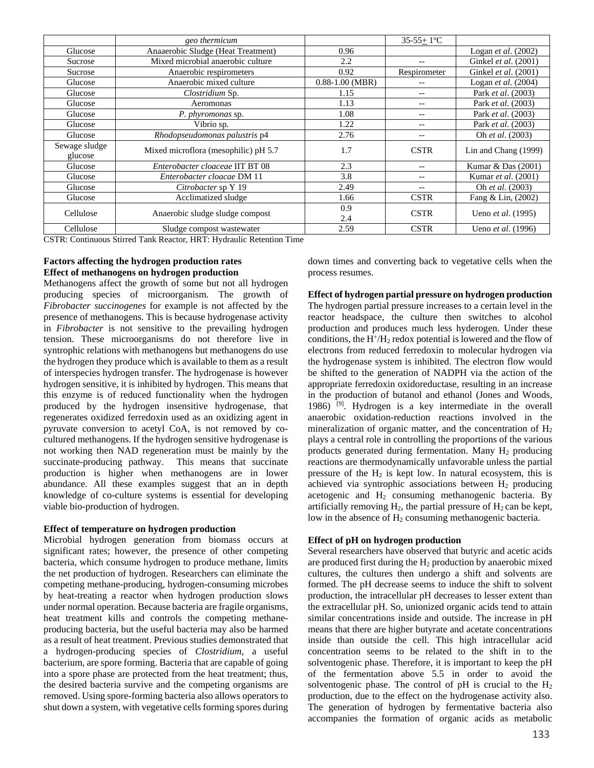| | *geo thermicum* | | 35-55± 1ºC | |
|---|---|---|---|---|
| Glucose | Anaaerobic Sludge (Heat Treatment) | 0.96 | | Logan *et al*. (2002) |
| Sucrose | Mixed microbial anaerobic culture | 2.2 | -- | Ginkel *et al*. (2001) |
| Sucrose | Anaerobic respirometers | 0.92 | Respirometer | Ginkel *et al*. (2001) |
| Glucose | Anaerobic mixed culture | 0.88-1.00 (MBR) | -- | Logan *et al*. (2004) |
| Glucose | *Clostridium* Sp. | 1.15 | -- | Park *et al*. (2003) |
| Glucose | Aeromonas | 1.13 | -- | Park *et al*. (2003) |
| Glucose | *P. phyromonas* sp. | 1.08 | -- | Park *et al*. (2003) |
| Glucose | Vibrio sp. | 1.22 | -- | Park *et al*. (2003) |
| Glucose | *Rhodopseudomonas palustris* p4 | 2.76 | -- | Oh *et al*. (2003) |
| Sewage sludge glucose | Mixed microflora (mesophilic) pH 5.7 | 1.7 | CSTR | Lin and Chang (1999) |
| Glucose | *Enterobacter cloaceae* IIT BT 08 | 2.3 | -- | Kumar & Das (2001) |
| Glucose | *Enterobacter cloacae* DM 11 | 3.8 | -- | Kumar *et al*. (2001) |
| Glucose | *Citrobacter* sp Y 19 | 2.49 | -- | Oh *et al*. (2003) |
| Glucose | Acclimatized sludge | 1.66 | CSTR | Fang & Lin, (2002) |
| Cellulose | Anaerobic sludge sludge compost | 0.9<br>2.4 | CSTR | Ueno *et al*. (1995) |
| Cellulose | Sludge compost wastewater | 2.59 | CSTR | Ueno *et al*. (1996) |

CSTR: Continuous Stirred Tank Reactor, HRT: Hydraulic Retention Time

## Factors affecting the hydrogen production rates

### Effect of methanogens on hydrogen production

Methanogens affect the growth of some but not all hydrogen producing species of microorganism. The growth of *Fibrobacter succinogenes* for example is not affected by the presence of methanogens. This is because hydrogenase activity in *Fibrobacter* is not sensitive to the prevailing hydrogen tension. These microorganisms do not therefore live in syntrophic relations with methanogens but methanogens do use the hydrogen they produce which is available to them as a result of interspecies hydrogen transfer. The hydrogenase is however hydrogen sensitive, it is inhibited by hydrogen. This means that this enzyme is of reduced functionality when the hydrogen produced by the hydrogen insensitive hydrogenase, that regenerates oxidized ferredoxin used as an oxidizing agent in pyruvate conversion to acetyl CoA, is not removed by co-cultured methanogens. If the hydrogen sensitive hydrogenase is not working then NAD regeneration must be mainly by the succinate-producing pathway. This means that succinate production is higher when methanogens are in lower abundance. All these examples suggest that an in depth knowledge of co-culture systems is essential for developing viable bio-production of hydrogen.

### Effect of temperature on hydrogen production

Microbial hydrogen generation from biomass occurs at significant rates; however, the presence of other competing bacteria, which consume hydrogen to produce methane, limits the net production of hydrogen. Researchers can eliminate the competing methane-producing, hydrogen-consuming microbes by heat-treating a reactor when hydrogen production slows under normal operation. Because bacteria are fragile organisms, heat treatment kills and controls the competing methane-producing bacteria, but the useful bacteria may also be harmed as a result of heat treatment. Previous studies demonstrated that a hydrogen-producing species of *Clostridium*, a useful bacterium, are spore forming. Bacteria that are capable of going into a spore phase are protected from the heat treatment; thus, the desired bacteria survive and the competing organisms are removed. Using spore-forming bacteria also allows operators to shut down a system, with vegetative cells forming spores during down times and converting back to vegetative cells when the process resumes.

### Effect of hydrogen partial pressure on hydrogen production

The hydrogen partial pressure increases to a certain level in the reactor headspace, the culture then switches to alcohol production and produces much less hyderogen. Under these conditions, the $H^+/H_2$ redox potential is lowered and the flow of electrons from reduced ferredoxin to molecular hydrogen via the hydrogenase system is inhibited. The electron flow would be shifted to the generation of NADPH via the action of the appropriate ferredoxin oxidoreductase, resulting in an increase in the production of butanol and ethanol (Jones and Woods, 1986) [9]. Hydrogen is a key intermediate in the overall anaerobic oxidation-reduction reactions involved in the mineralization of organic matter, and the concentration of $H_2$ plays a central role in controlling the proportions of the various products generated during fermentation. Many $H_2$ producing reactions are thermodynamically unfavorable unless the partial pressure of the $H_2$ is kept low. In natural ecosystem, this is achieved via syntrophic associations between $H_2$ producing acetogenic and $H_2$ consuming methanogenic bacteria. By artificially removing $H_2$, the partial pressure of $H_2$ can be kept, low in the absence of $H_2$ consuming methanogenic bacteria.

### Effect of pH on hydrogen production

Several researchers have observed that butyric and acetic acids are produced first during the $H_2$ production by anaerobic mixed cultures, the cultures then undergo a shift and solvents are formed. The pH decrease seems to induce the shift to solvent production, the intracellular pH decreases to lesser extent than the extracellular pH. So, unionized organic acids tend to attain similar concentrations inside and outside. The increase in pH means that there are higher butyrate and acetate concentrations inside than outside the cell. This high intracellular acid concentration seems to be related to the shift in to the solventogenic phase. Therefore, it is important to keep the pH of the fermentation above 5.5 in order to avoid the solventogenic phase. The control of pH is crucial to the $H_2$ production, due to the effect on the hydrogenase activity also. The generation of hydrogen by fermentative bacteria also accompanies the formation of organic acids as metabolic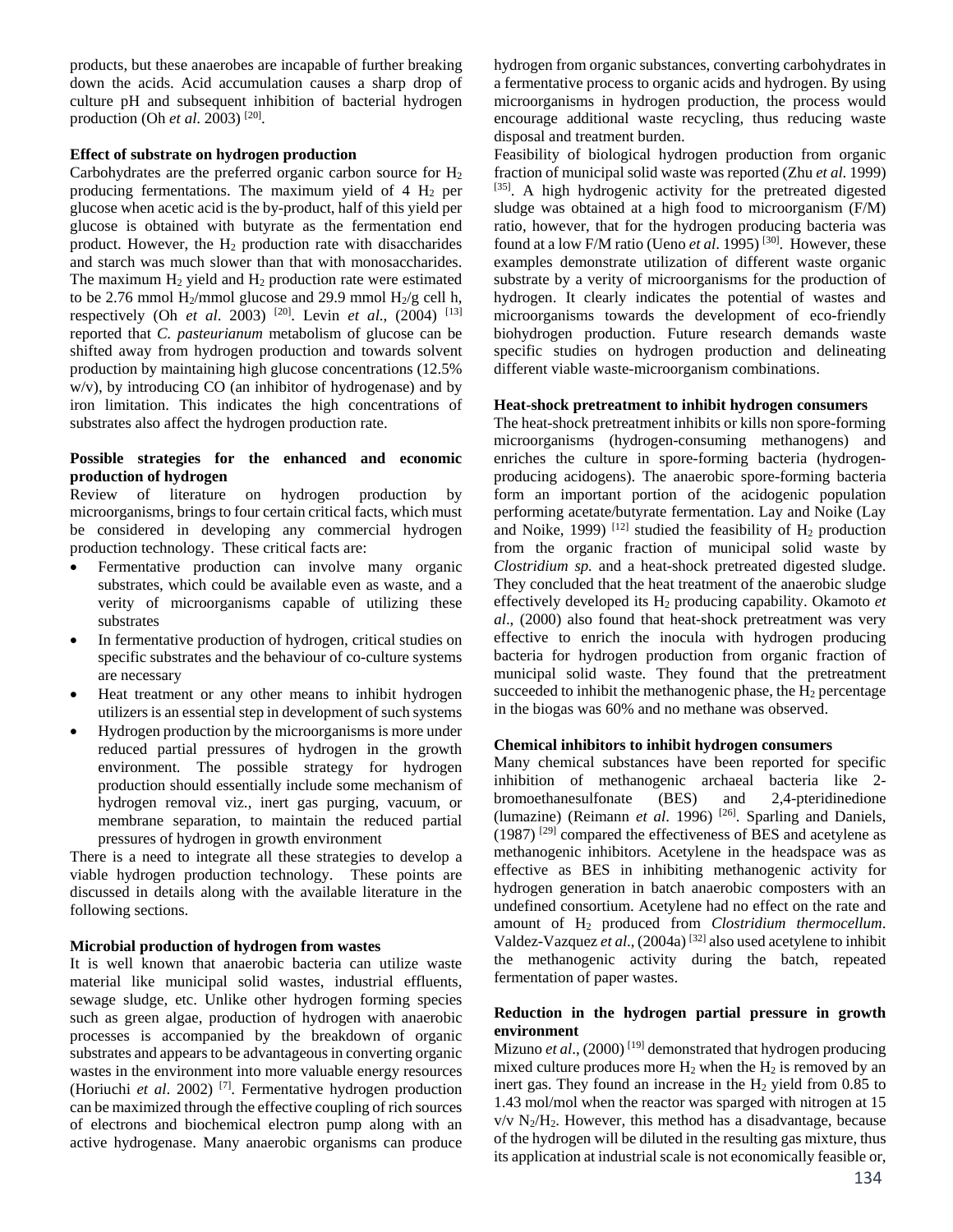products, but these anaerobes are incapable of further breaking down the acids. Acid accumulation causes a sharp drop of culture pH and subsequent inhibition of bacterial hydrogen production (Oh *et al.* 2003) [20].

**Effect of substrate on hydrogen production**

Carbohydrates are the preferred organic carbon source for $H_2$ producing fermentations. The maximum yield of 4 $H_2$ per glucose when acetic acid is the by-product, half of this yield per glucose is obtained with butyrate as the fermentation end product. However, the $H_2$ production rate with disaccharides and starch was much slower than that with monosaccharides. The maximum $H_2$ yield and $H_2$ production rate were estimated to be 2.76 mmol $H_2$/mmol glucose and 29.9 mmol $H_2$/g cell h, respectively (Oh *et al.* 2003) [20]. Levin *et al*., (2004) [13] reported that *C. pasteurianum* metabolism of glucose can be shifted away from hydrogen production and towards solvent production by maintaining high glucose concentrations (12.5% w/v), by introducing CO (an inhibitor of hydrogenase) and by iron limitation. This indicates the high concentrations of substrates also affect the hydrogen production rate.

**Possible strategies for the enhanced and economic production of hydrogen**

Review of literature on hydrogen production by microorganisms, brings to four certain critical facts, which must be considered in developing any commercial hydrogen production technology. These critical facts are:

- Fermentative production can involve many organic substrates, which could be available even as waste, and a verity of microorganisms capable of utilizing these substrates
- In fermentative production of hydrogen, critical studies on specific substrates and the behaviour of co-culture systems are necessary
- Heat treatment or any other means to inhibit hydrogen utilizers is an essential step in development of such systems
- Hydrogen production by the microorganisms is more under reduced partial pressures of hydrogen in the growth environment. The possible strategy for hydrogen production should essentially include some mechanism of hydrogen removal viz., inert gas purging, vacuum, or membrane separation, to maintain the reduced partial pressures of hydrogen in growth environment

There is a need to integrate all these strategies to develop a viable hydrogen production technology. These points are discussed in details along with the available literature in the following sections.

**Microbial production of hydrogen from wastes**

It is well known that anaerobic bacteria can utilize waste material like municipal solid wastes, industrial effluents, sewage sludge, etc. Unlike other hydrogen forming species such as green algae, production of hydrogen with anaerobic processes is accompanied by the breakdown of organic substrates and appears to be advantageous in converting organic wastes in the environment into more valuable energy resources (Horiuchi *et al*. 2002) [7]. Fermentative hydrogen production can be maximized through the effective coupling of rich sources of electrons and biochemical electron pump along with an active hydrogenase. Many anaerobic organisms can produce hydrogen from organic substances, converting carbohydrates in a fermentative process to organic acids and hydrogen. By using microorganisms in hydrogen production, the process would encourage additional waste recycling, thus reducing waste disposal and treatment burden.

Feasibility of biological hydrogen production from organic fraction of municipal solid waste was reported (Zhu *et al.* 1999) [35]. A high hydrogenic activity for the pretreated digested sludge was obtained at a high food to microorganism (F/M) ratio, however, that for the hydrogen producing bacteria was found at a low F/M ratio (Ueno *et al*. 1995) [30]. However, these examples demonstrate utilization of different waste organic substrate by a verity of microorganisms for the production of hydrogen. It clearly indicates the potential of wastes and microorganisms towards the development of eco-friendly biohydrogen production. Future research demands waste specific studies on hydrogen production and delineating different viable waste-microorganism combinations.

**Heat-shock pretreatment to inhibit hydrogen consumers**

The heat-shock pretreatment inhibits or kills non spore-forming microorganisms (hydrogen-consuming methanogens) and enriches the culture in spore-forming bacteria (hydrogen-producing acidogens). The anaerobic spore-forming bacteria form an important portion of the acidogenic population performing acetate/butyrate fermentation. Lay and Noike (Lay and Noike, 1999) [12] studied the feasibility of $H_2$ production from the organic fraction of municipal solid waste by *Clostridium sp.* and a heat-shock pretreated digested sludge. They concluded that the heat treatment of the anaerobic sludge effectively developed its $H_2$ producing capability. Okamoto *et al*., (2000) also found that heat-shock pretreatment was very effective to enrich the inocula with hydrogen producing bacteria for hydrogen production from organic fraction of municipal solid waste. They found that the pretreatment succeeded to inhibit the methanogenic phase, the $H_2$ percentage in the biogas was 60% and no methane was observed.

**Chemical inhibitors to inhibit hydrogen consumers**

Many chemical substances have been reported for specific inhibition of methanogenic archaeal bacteria like 2-bromoethanesulfonate (BES) and 2,4-pteridinedione (lumazine) (Reimann *et al*. 1996) [26]. Sparling and Daniels, (1987) [29] compared the effectiveness of BES and acetylene as methanogenic inhibitors. Acetylene in the headspace was as effective as BES in inhibiting methanogenic activity for hydrogen generation in batch anaerobic composters with an undefined consortium. Acetylene had no effect on the rate and amount of $H_2$ produced from *Clostridium thermocellum*. Valdez-Vazquez *et al*., (2004a) [32] also used acetylene to inhibit the methanogenic activity during the batch, repeated fermentation of paper wastes.

**Reduction in the hydrogen partial pressure in growth environment**

Mizuno *et al*., (2000) [19] demonstrated that hydrogen producing mixed culture produces more $H_2$ when the $H_2$ is removed by an inert gas. They found an increase in the $H_2$ yield from 0.85 to 1.43 mol/mol when the reactor was sparged with nitrogen at 15 v/v $N_2$/$H_2$. However, this method has a disadvantage, because of the hydrogen will be diluted in the resulting gas mixture, thus its application at industrial scale is not economically feasible or,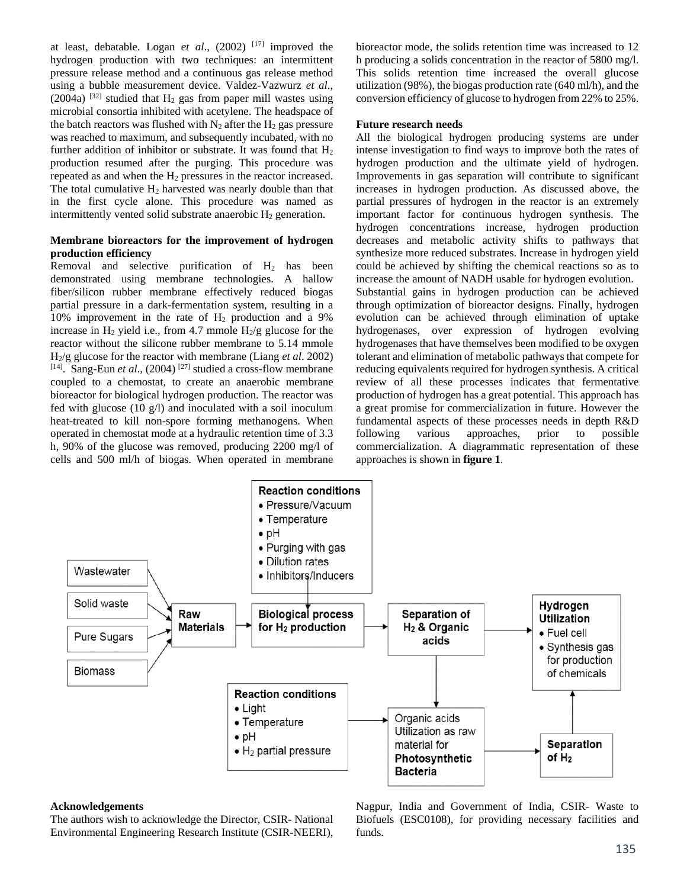at least, debatable. Logan *et al*., (2002) [17] improved the hydrogen production with two techniques: an intermittent pressure release method and a continuous gas release method using a bubble measurement device. Valdez-Vazwurz *et al*., (2004a) [32] studied that $H_2$ gas from paper mill wastes using microbial consortia inhibited with acetylene. The headspace of the batch reactors was flushed with $N_2$ after the $H_2$ gas pressure was reached to maximum, and subsequently incubated, with no further addition of inhibitor or substrate. It was found that $H_2$ production resumed after the purging. This procedure was repeated as and when the $H_2$ pressures in the reactor increased. The total cumulative $H_2$ harvested was nearly double than that in the first cycle alone. This procedure was named as intermittently vented solid substrate anaerobic $H_2$ generation.

**Membrane bioreactors for the improvement of hydrogen production efficiency**

Removal and selective purification of $H_2$ has been demonstrated using membrane technologies. A hallow fiber/silicon rubber membrane effectively reduced biogas partial pressure in a dark-fermentation system, resulting in a 10% improvement in the rate of $H_2$ production and a 9% increase in $H_2$ yield i.e., from 4.7 mmole $H_2$/g glucose for the reactor without the silicone rubber membrane to 5.14 mmole $H_2$/g glucose for the reactor with membrane (Liang *et al*. 2002) [14]. Sang-Eun *et al*., (2004) [27] studied a cross-flow membrane coupled to a chemostat, to create an anaerobic membrane bioreactor for biological hydrogen production. The reactor was fed with glucose (10 g/l) and inoculated with a soil inoculum heat-treated to kill non-spore forming methanogens. When operated in chemostat mode at a hydraulic retention time of 3.3 h, 90% of the glucose was removed, producing 2200 mg/l of cells and 500 ml/h of biogas. When operated in membrane bioreactor mode, the solids retention time was increased to 12 h producing a solids concentration in the reactor of 5800 mg/l. This solids retention time increased the overall glucose utilization (98%), the biogas production rate (640 ml/h), and the conversion efficiency of glucose to hydrogen from 22% to 25%.

**Future research needs**

All the biological hydrogen producing systems are under intense investigation to find ways to improve both the rates of hydrogen production and the ultimate yield of hydrogen. Improvements in gas separation will contribute to significant increases in hydrogen production. As discussed above, the partial pressures of hydrogen in the reactor is an extremely important factor for continuous hydrogen synthesis. The hydrogen concentrations increase, hydrogen production decreases and metabolic activity shifts to pathways that synthesize more reduced substrates. Increase in hydrogen yield could be achieved by shifting the chemical reactions so as to increase the amount of NADH usable for hydrogen evolution.

Substantial gains in hydrogen production can be achieved through optimization of bioreactor designs. Finally, hydrogen evolution can be achieved through elimination of uptake hydrogenases, over expression of hydrogen evolving hydrogenases that have themselves been modified to be oxygen tolerant and elimination of metabolic pathways that compete for reducing equivalents required for hydrogen synthesis. A critical review of all these processes indicates that fermentative production of hydrogen has a great potential. This approach has a great promise for commercialization in future. However the fundamental aspects of these processes needs in depth R&D following various approaches, prior to possible commercialization. A diagrammatic representation of these approaches is shown in **figure 1**.

**Reaction conditions**
- Pressure/Vacuum
- Temperature
- pH
- Purging with gas
- Dilution rates
- Inhibitors/Inducers

Wastewater, Solid waste, Pure Sugars, Biomass → **Raw Materials** → **Biological process for $H_2$ production** → **Separation of $H_2$ & Organic acids** → **Hydrogen Utilization** (Fuel cell; Synthesis gas for production of chemicals)

**Reaction conditions**
- Light
- Temperature
- pH
- $H_2$ partial pressure

→ Organic acids Utilization as raw material for **Photosynthetic Bacteria** → **Separation of $H_2$** → **Hydrogen Utilization**

**Acknowledgements**

The authors wish to acknowledge the Director, CSIR- National Environmental Engineering Research Institute (CSIR-NEERI), Nagpur, India and Government of India, CSIR- Waste to Biofuels (ESC0108), for providing necessary facilities and funds.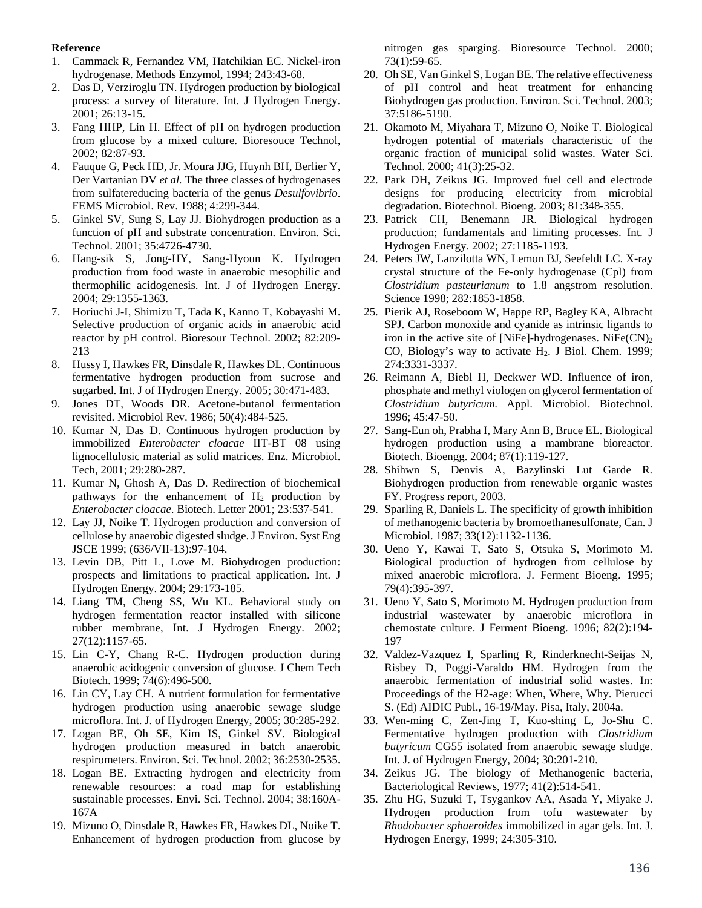**Reference**

1. Cammack R, Fernandez VM, Hatchikian EC. Nickel-iron hydrogenase. Methods Enzymol, 1994; 243:43-68.
2. Das D, Verziroglu TN. Hydrogen production by biological process: a survey of literature. Int. J Hydrogen Energy. 2001; 26:13-15.
3. Fang HHP, Lin H. Effect of pH on hydrogen production from glucose by a mixed culture. Bioresouce Technol, 2002; 82:87-93.
4. Fauque G, Peck HD, Jr. Moura JJG, Huynh BH, Berlier Y, Der Vartanian DV *et al.* The three classes of hydrogenases from sulfatereducing bacteria of the genus *Desulfovibrio*. FEMS Microbiol. Rev. 1988; 4:299-344.
5. Ginkel SV, Sung S, Lay JJ. Biohydrogen production as a function of pH and substrate concentration. Environ. Sci. Technol. 2001; 35:4726-4730.
6. Hang-sik S, Jong-HY, Sang-Hyoun K. Hydrogen production from food waste in anaerobic mesophilic and thermophilic acidogenesis. Int. J of Hydrogen Energy. 2004; 29:1355-1363.
7. Horiuchi J-I, Shimizu T, Tada K, Kanno T, Kobayashi M. Selective production of organic acids in anaerobic acid reactor by pH control. Bioresour Technol. 2002; 82:209-213
8. Hussy I, Hawkes FR, Dinsdale R, Hawkes DL. Continuous fermentative hydrogen production from sucrose and sugarbed. Int. J of Hydrogen Energy. 2005; 30:471-483.
9. Jones DT, Woods DR. Acetone-butanol fermentation revisited. Microbiol Rev. 1986; 50(4):484-525.
10. Kumar N, Das D. Continuous hydrogen production by immobilized *Enterobacter cloacae* IIT-BT 08 using lignocellulosic material as solid matrices. Enz. Microbiol. Tech, 2001; 29:280-287.
11. Kumar N, Ghosh A, Das D. Redirection of biochemical pathways for the enhancement of $H_2$ production by *Enterobacter cloacae*. Biotech. Letter 2001; 23:537-541.
12. Lay JJ, Noike T. Hydrogen production and conversion of cellulose by anaerobic digested sludge. J Environ. Syst Eng JSCE 1999; (636/VII-13):97-104.
13. Levin DB, Pitt L, Love M. Biohydrogen production: prospects and limitations to practical application. Int. J Hydrogen Energy. 2004; 29:173-185.
14. Liang TM, Cheng SS, Wu KL. Behavioral study on hydrogen fermentation reactor installed with silicone rubber membrane, Int. J Hydrogen Energy. 2002; 27(12):1157-65.
15. Lin C-Y, Chang R-C. Hydrogen production during anaerobic acidogenic conversion of glucose. J Chem Tech Biotech. 1999; 74(6):496-500.
16. Lin CY, Lay CH. A nutrient formulation for fermentative hydrogen production using anaerobic sewage sludge microflora. Int. J. of Hydrogen Energy, 2005; 30:285-292.
17. Logan BE, Oh SE, Kim IS, Ginkel SV. Biological hydrogen production measured in batch anaerobic respirometers. Environ. Sci. Technol. 2002; 36:2530-2535.
18. Logan BE. Extracting hydrogen and electricity from renewable resources: a road map for establishing sustainable processes. Envi. Sci. Technol. 2004; 38:160A-167A
19. Mizuno O, Dinsdale R, Hawkes FR, Hawkes DL, Noike T. Enhancement of hydrogen production from glucose by nitrogen gas sparging. Bioresource Technol. 2000; 73(1):59-65.
20. Oh SE, Van Ginkel S, Logan BE. The relative effectiveness of pH control and heat treatment for enhancing Biohydrogen gas production. Environ. Sci. Technol. 2003; 37:5186-5190.
21. Okamoto M, Miyahara T, Mizuno O, Noike T. Biological hydrogen potential of materials characteristic of the organic fraction of municipal solid wastes. Water Sci. Technol. 2000; 41(3):25-32.
22. Park DH, Zeikus JG. Improved fuel cell and electrode designs for producing electricity from microbial degradation. Biotechnol. Bioeng. 2003; 81:348-355.
23. Patrick CH, Benemann JR. Biological hydrogen production; fundamentals and limiting processes. Int. J Hydrogen Energy. 2002; 27:1185-1193.
24. Peters JW, Lanzilotta WN, Lemon BJ, Seefeldt LC. X-ray crystal structure of the Fe-only hydrogenase (Cpl) from *Clostridium pasteurianum* to 1.8 angstrom resolution. Science 1998; 282:1853-1858.
25. Pierik AJ, Roseboom W, Happe RP, Bagley KA, Albracht SPJ. Carbon monoxide and cyanide as intrinsic ligands to iron in the active site of [NiFe]-hydrogenases. $NiFe(CN)_2$ CO, Biology's way to activate $H_2$. J Biol. Chem. 1999; 274:3331-3337.
26. Reimann A, Biebl H, Deckwer WD. Influence of iron, phosphate and methyl viologen on glycerol fermentation of *Clostridium butyricum.* Appl. Microbiol. Biotechnol. 1996; 45:47-50.
27. Sang-Eun oh, Prabha I, Mary Ann B, Bruce EL. Biological hydrogen production using a mambrane bioreactor. Biotech. Bioengg. 2004; 87(1):119-127.
28. Shihwn S, Denvis A, Bazylinski Lut Garde R. Biohydrogen production from renewable organic wastes FY. Progress report, 2003.
29. Sparling R, Daniels L. The specificity of growth inhibition of methanogenic bacteria by bromoethanesulfonate, Can. J Microbiol. 1987; 33(12):1132-1136.
30. Ueno Y, Kawai T, Sato S, Otsuka S, Morimoto M. Biological production of hydrogen from cellulose by mixed anaerobic microflora. J. Ferment Bioeng. 1995; 79(4):395-397.
31. Ueno Y, Sato S, Morimoto M. Hydrogen production from industrial wastewater by anaerobic microflora in chemostate culture. J Ferment Bioeng. 1996; 82(2):194-197
32. Valdez-Vazquez I, Sparling R, Rinderknecht-Seijas N, Risbey D, Poggi-Varaldo HM. Hydrogen from the anaerobic fermentation of industrial solid wastes. In: Proceedings of the H2-age: When, Where, Why. Pierucci S. (Ed) AIDIC Publ., 16-19/May. Pisa, Italy, 2004a.
33. Wen-ming C, Zen-Jing T, Kuo-shing L, Jo-Shu C. Fermentative hydrogen production with *Clostridium butyricum* CG55 isolated from anaerobic sewage sludge. Int. J. of Hydrogen Energy, 2004; 30:201-210.
34. Zeikus JG. The biology of Methanogenic bacteria, Bacteriological Reviews, 1977; 41(2):514-541.
35. Zhu HG, Suzuki T, Tsygankov AA, Asada Y, Miyake J. Hydrogen production from tofu wastewater by *Rhodobacter sphaeroides* immobilized in agar gels. Int. J. Hydrogen Energy, 1999; 24:305-310.